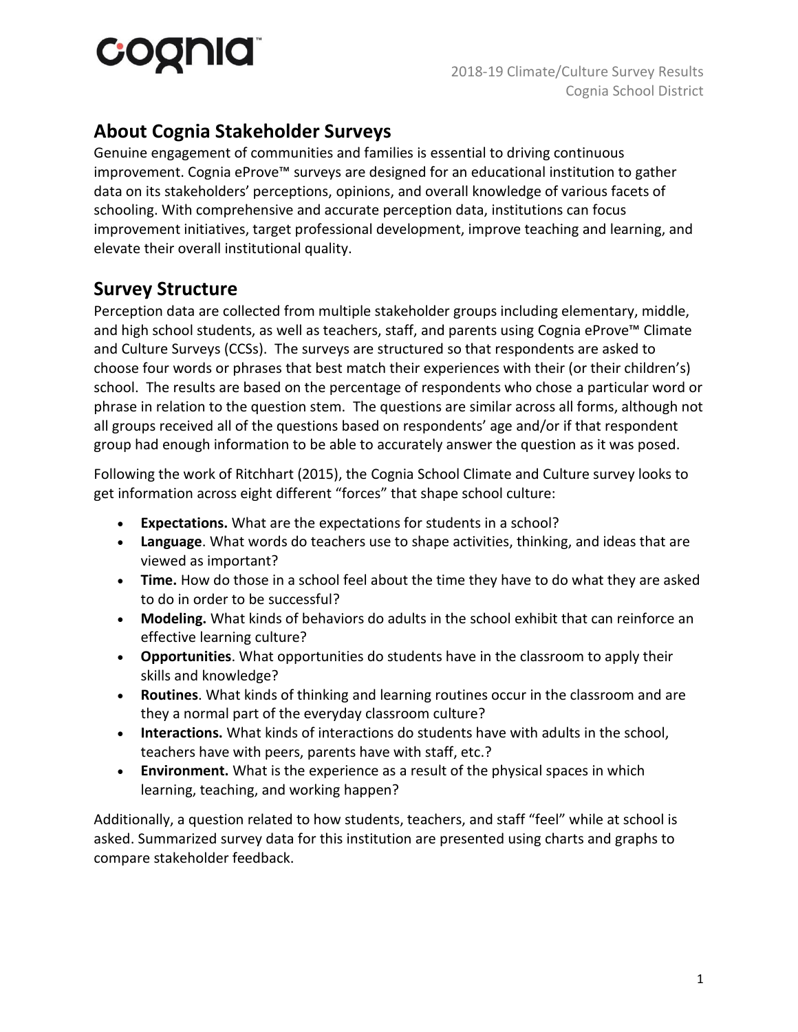## About Cognia Stakeholder Surveys

Genuine engagement of communities and families is essential to driving continuous improvement. Cognia eProve™ surveys are designed for an educational institution to gather data on its stakeholders' perceptions, opinions, and overall knowledge of various facets of schooling. With comprehensive and accurate perception data, institutions can focus improvement initiatives, target professional development, improve teaching and learning, and elevate their overall institutional quality.

## Survey Structure

Perception data are collected from multiple stakeholder groups including elementary, middle, and high school students, as well as teachers, staff, and parents using Cognia eProve™ Climate and Culture Surveys (CCSs). The surveys are structured so that respondents are asked to choose four words or phrases that best match their experiences with their (or their children's) school. The results are based on the percentage of respondents who chose a particular word or phrase in relation to the question stem. The questions are similar across all forms, although not all groups received all of the questions based on respondents' age and/or if that respondent group had enough information to be able to accurately answer the question as it was posed.

Following the work of Ritchhart (2015), the Cognia School Climate and Culture survey looks to get information across eight different "forces" that shape school culture:

- **Expectations.** What are the expectations for students in a school?
- **Language**. What words do teachers use to shape activities, thinking, and ideas that are viewed as important?
- **Time.** How do those in a school feel about the time they have to do what they are asked to do in order to be successful?
- **Modeling.** What kinds of behaviors do adults in the school exhibit that can reinforce an effective learning culture?
- **Opportunities**. What opportunities do students have in the classroom to apply their skills and knowledge?
- **Routines**. What kinds of thinking and learning routines occur in the classroom and are they a normal part of the everyday classroom culture?
- **Interactions.** What kinds of interactions do students have with adults in the school, teachers have with peers, parents have with staff, etc.?
- **Environment.** What is the experience as a result of the physical spaces in which learning, teaching, and working happen?

Additionally, a question related to how students, teachers, and staff "feel" while at school is asked. Summarized survey data for this institution are presented using charts and graphs to compare stakeholder feedback.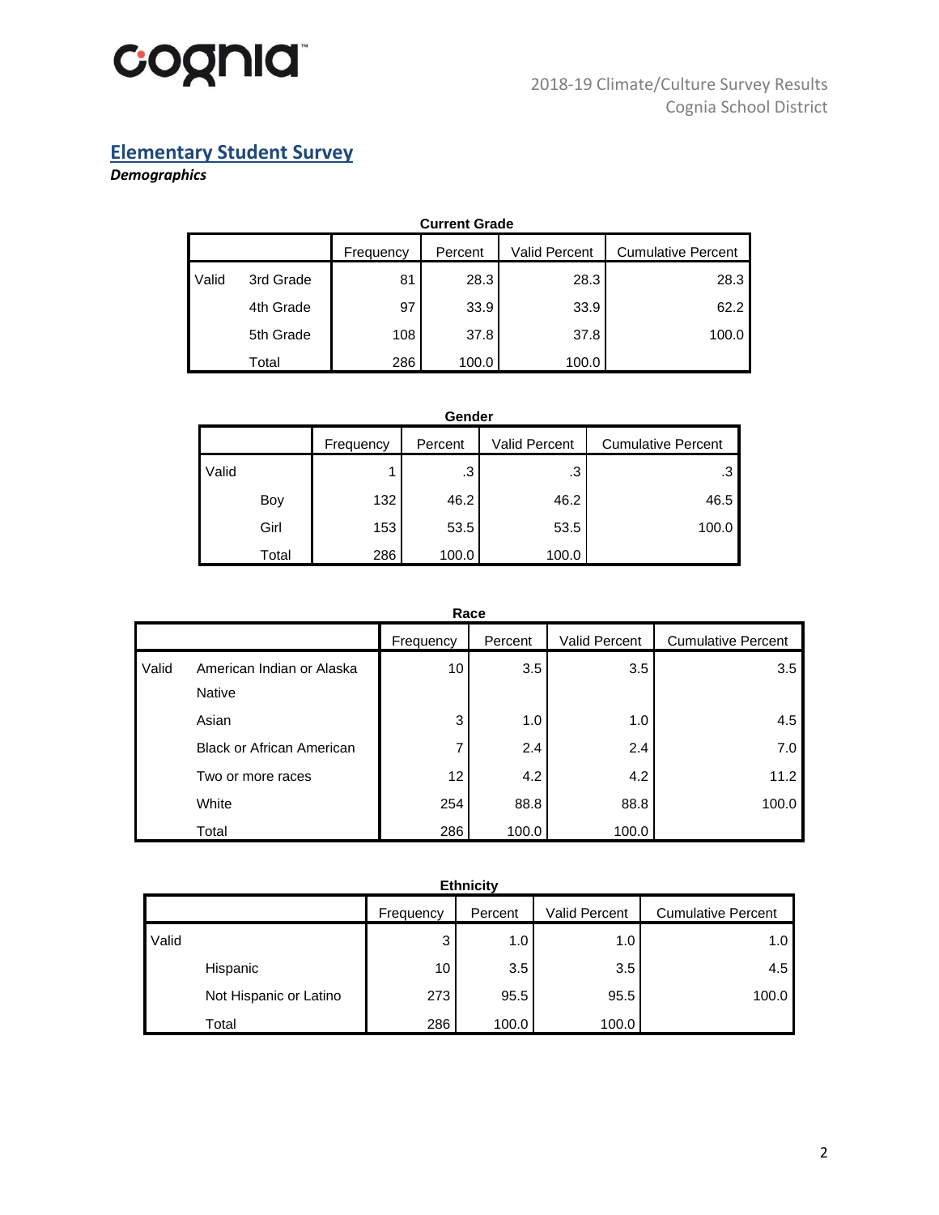## Elementary Student Survey

***Demographics***

**Current Grade**

| | | Frequency | Percent | Valid Percent | Cumulative Percent |
|---|---|---|---|---|---|
| Valid | 3rd Grade | 81 | 28.3 | 28.3 | 28.3 |
| | 4th Grade | 97 | 33.9 | 33.9 | 62.2 |
| | 5th Grade | 108 | 37.8 | 37.8 | 100.0 |
| | Total | 286 | 100.0 | 100.0 | |

**Gender**

| | | Frequency | Percent | Valid Percent | Cumulative Percent |
|---|---|---|---|---|---|
| Valid | | 1 | .3 | .3 | .3 |
| | Boy | 132 | 46.2 | 46.2 | 46.5 |
| | Girl | 153 | 53.5 | 53.5 | 100.0 |
| | Total | 286 | 100.0 | 100.0 | |

**Race**

| | | Frequency | Percent | Valid Percent | Cumulative Percent |
|---|---|---|---|---|---|
| Valid | American Indian or Alaska Native | 10 | 3.5 | 3.5 | 3.5 |
| | Asian | 3 | 1.0 | 1.0 | 4.5 |
| | Black or African American | 7 | 2.4 | 2.4 | 7.0 |
| | Two or more races | 12 | 4.2 | 4.2 | 11.2 |
| | White | 254 | 88.8 | 88.8 | 100.0 |
| | Total | 286 | 100.0 | 100.0 | |

**Ethnicity**

| | | Frequency | Percent | Valid Percent | Cumulative Percent |
|---|---|---|---|---|---|
| Valid | | 3 | 1.0 | 1.0 | 1.0 |
| | Hispanic | 10 | 3.5 | 3.5 | 4.5 |
| | Not Hispanic or Latino | 273 | 95.5 | 95.5 | 100.0 |
| | Total | 286 | 100.0 | 100.0 | |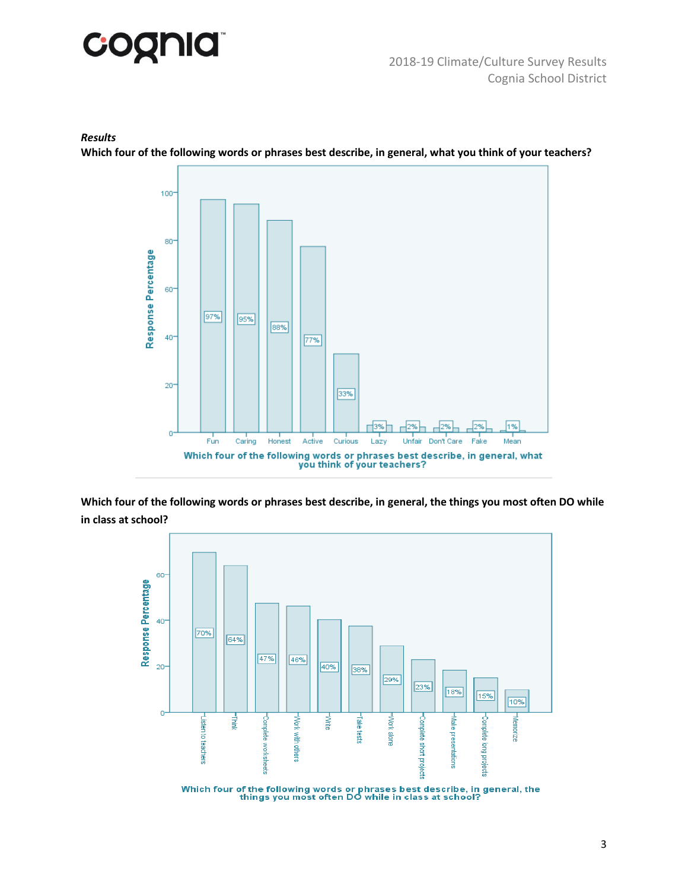***Results***

**Which four of the following words or phrases best describe, in general, what you think of your teachers?**

| Response | Response Percentage |
|---|---|
| Fun | 97% |
| Caring | 95% |
| Honest | 88% |
| Active | 77% |
| Curious | 33% |
| Lazy | 3% |
| Unfair | 2% |
| Don't Care | 2% |
| Fake | 2% |
| Mean | 1% |

Which four of the following words or phrases best describe, in general, what you think of your teachers?

**Which four of the following words or phrases best describe, in general, the things you most often DO while in class at school?**

| Response | Response Percentage |
|---|---|
| Listen to teachers | 70% |
| Think | 64% |
| Complete worksheets | 47% |
| Work with others | 46% |
| Write | 40% |
| Take tests | 38% |
| Work alone | 29% |
| Complete short projects | 23% |
| Make presentations | 18% |
| Complete long projects | 15% |
| Memorize | 10% |

Which four of the following words or phrases best describe, in general, the things you most often DO while in class at school?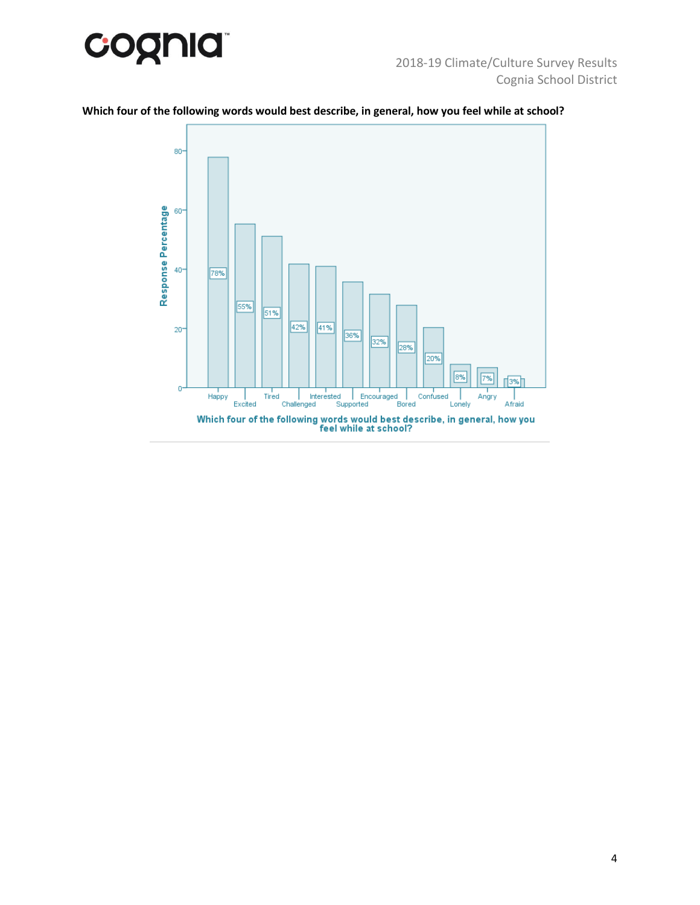**Which four of the following words would best describe, in general, how you feel while at school?**

| Word | Response Percentage |
|---|---|
| Happy | 78% |
| Excited | 55% |
| Tired | 51% |
| Challenged | 42% |
| Interested | 41% |
| Supported | 36% |
| Encouraged | 32% |
| Bored | 28% |
| Confused | 20% |
| Lonely | 8% |
| Angry | 7% |
| Afraid | 3% |

Which four of the following words would best describe, in general, how you feel while at school?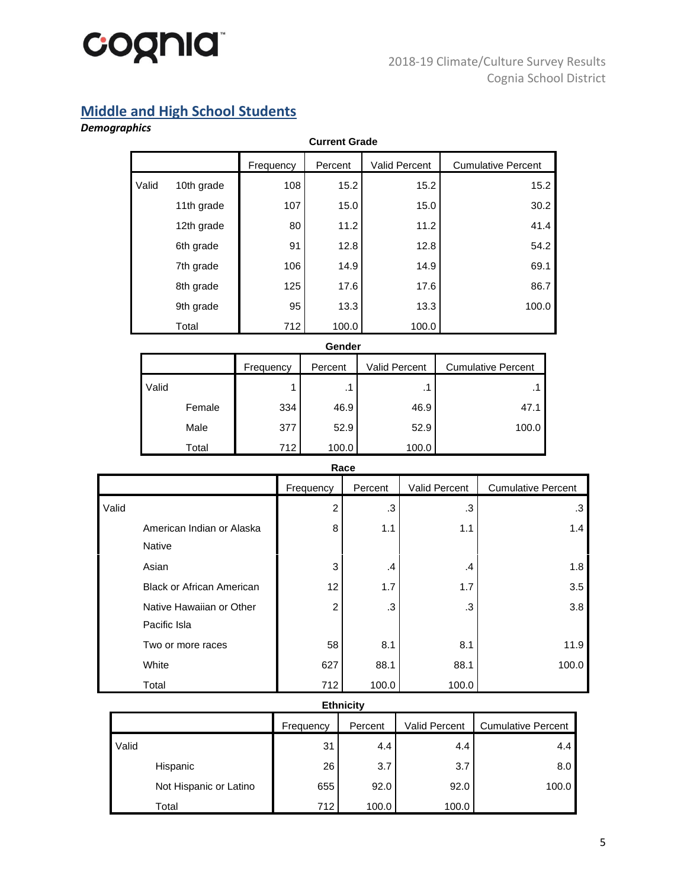## Middle and High School Students

***Demographics***

**Current Grade**

| | | Frequency | Percent | Valid Percent | Cumulative Percent |
|---|---|---|---|---|---|
| Valid | 10th grade | 108 | 15.2 | 15.2 | 15.2 |
| | 11th grade | 107 | 15.0 | 15.0 | 30.2 |
| | 12th grade | 80 | 11.2 | 11.2 | 41.4 |
| | 6th grade | 91 | 12.8 | 12.8 | 54.2 |
| | 7th grade | 106 | 14.9 | 14.9 | 69.1 |
| | 8th grade | 125 | 17.6 | 17.6 | 86.7 |
| | 9th grade | 95 | 13.3 | 13.3 | 100.0 |
| | Total | 712 | 100.0 | 100.0 | |

**Gender**

| | | Frequency | Percent | Valid Percent | Cumulative Percent |
|---|---|---|---|---|---|
| Valid | | 1 | .1 | .1 | .1 |
| | Female | 334 | 46.9 | 46.9 | 47.1 |
| | Male | 377 | 52.9 | 52.9 | 100.0 |
| | Total | 712 | 100.0 | 100.0 | |

**Race**

| | | Frequency | Percent | Valid Percent | Cumulative Percent |
|---|---|---|---|---|---|
| Valid | | 2 | .3 | .3 | .3 |
| | American Indian or Alaska Native | 8 | 1.1 | 1.1 | 1.4 |
| | Asian | 3 | .4 | .4 | 1.8 |
| | Black or African American | 12 | 1.7 | 1.7 | 3.5 |
| | Native Hawaiian or Other Pacific Isla | 2 | .3 | .3 | 3.8 |
| | Two or more races | 58 | 8.1 | 8.1 | 11.9 |
| | White | 627 | 88.1 | 88.1 | 100.0 |
| | Total | 712 | 100.0 | 100.0 | |

**Ethnicity**

| | | Frequency | Percent | Valid Percent | Cumulative Percent |
|---|---|---|---|---|---|
| Valid | | 31 | 4.4 | 4.4 | 4.4 |
| | Hispanic | 26 | 3.7 | 3.7 | 8.0 |
| | Not Hispanic or Latino | 655 | 92.0 | 92.0 | 100.0 |
| | Total | 712 | 100.0 | 100.0 | |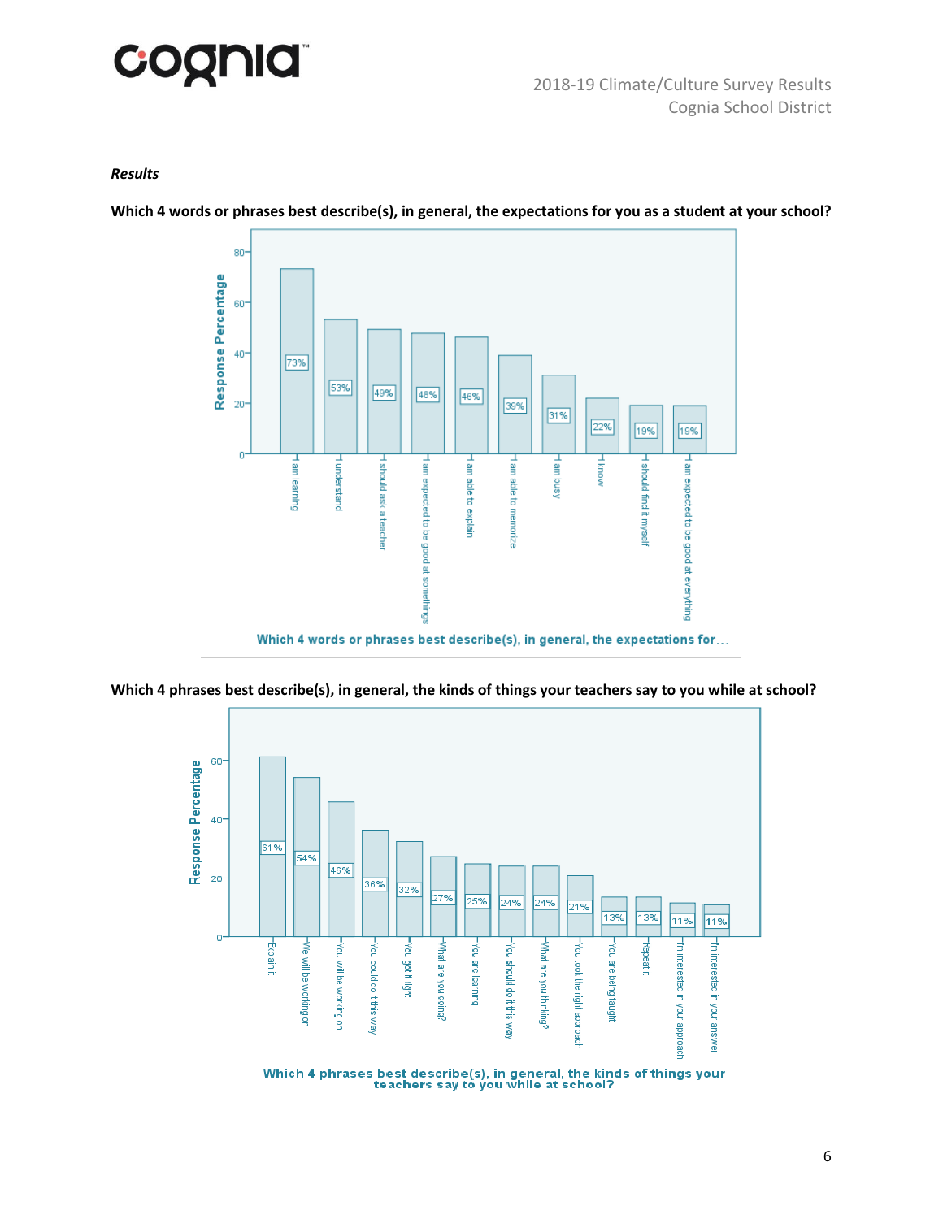*Results*

**Which 4 words or phrases best describe(s), in general, the expectations for you as a student at your school?**

| Response | Response Percentage |
|---|---|
| I am learning | 73% |
| I understand | 53% |
| I should ask a teacher | 49% |
| I am expected to be good at somethings | 48% |
| I am able to explain | 46% |
| I am able to memorize | 39% |
| I am busy | 31% |
| I know | 22% |
| I should find it myself | 19% |
| I am expected to be good at everything | 19% |

Which 4 words or phrases best describe(s), in general, the expectations for...

**Which 4 phrases best describe(s), in general, the kinds of things your teachers say to you while at school?**

| Response | Response Percentage |
|---|---|
| Explain it | 61% |
| We will be working on | 54% |
| You will be working on | 46% |
| You could do it this way | 36% |
| You got it right | 32% |
| What are you doing? | 27% |
| You are learning | 25% |
| You should do it this way | 24% |
| What are you thinking? | 24% |
| You took the right approach | 21% |
| You are being taught | 13% |
| Repeat it | 13% |
| I'm interested in your approach | 11% |
| I'm interested in your answer | 11% |

Which 4 phrases best describe(s), in general, the kinds of things your teachers say to you while at school?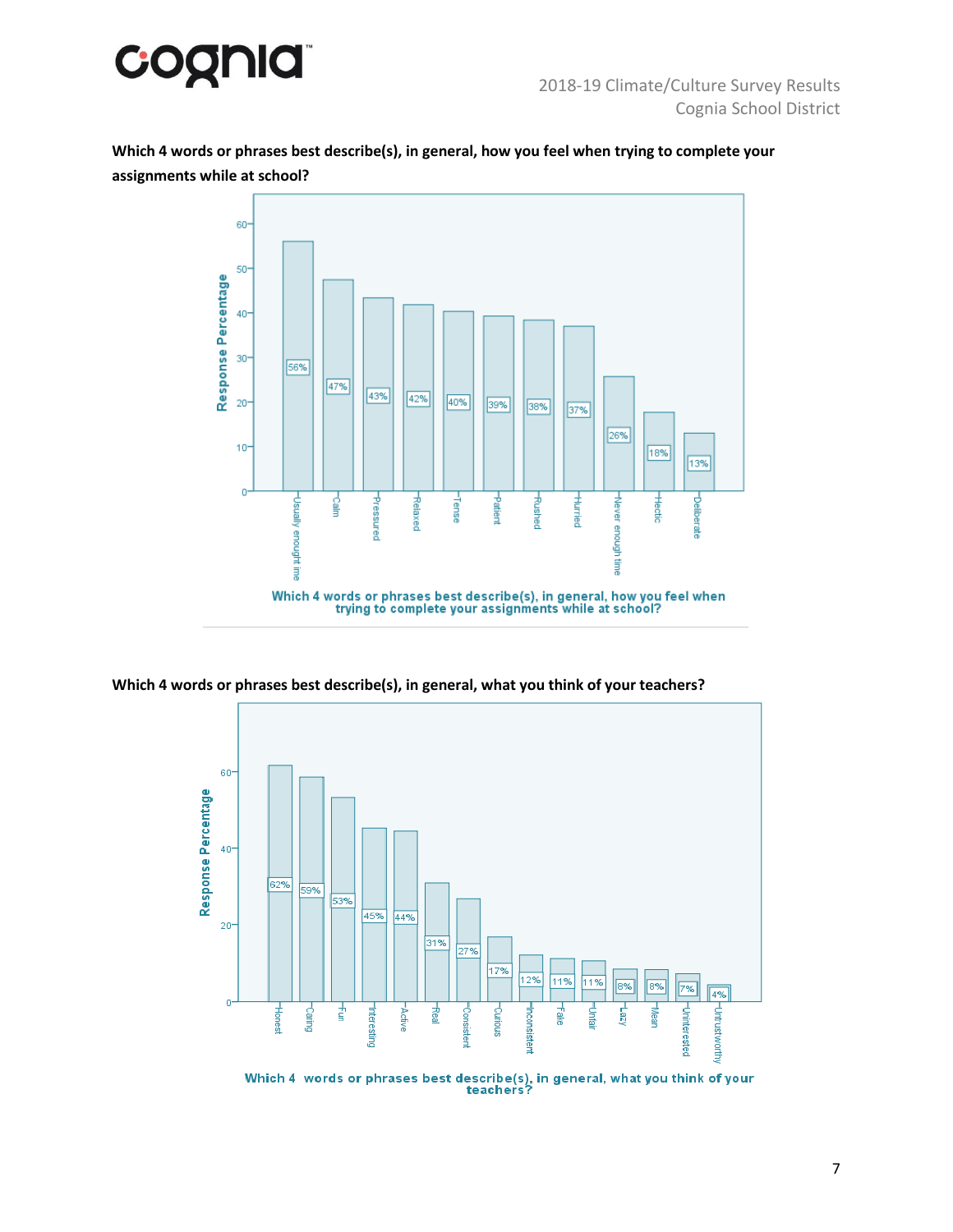**Which 4 words or phrases best describe(s), in general, how you feel when trying to complete your assignments while at school?**

| Response | Response Percentage |
|---|---|
| Usually enought ime | 56% |
| Calm | 47% |
| Pressured | 43% |
| Relaxed | 42% |
| Tense | 40% |
| Patient | 39% |
| Rushed | 38% |
| Hurried | 37% |
| Never enough time | 26% |
| Hectic | 18% |
| Deliberate | 13% |

Which 4 words or phrases best describe(s), in general, how you feel when trying to complete your assignments while at school?

**Which 4 words or phrases best describe(s), in general, what you think of your teachers?**

| Response | Response Percentage |
|---|---|
| Honest | 62% |
| Caring | 59% |
| Fun | 53% |
| Interesting | 45% |
| Active | 44% |
| Real | 31% |
| Consistent | 27% |
| Curious | 17% |
| Inconsistent | 12% |
| Fake | 11% |
| Unfair | 11% |
| Lazy | 8% |
| Mean | 8% |
| Uniterested | 7% |
| Untrustworthy | 4% |

Which 4 words or phrases best describe(s), in general, what you think of your teachers?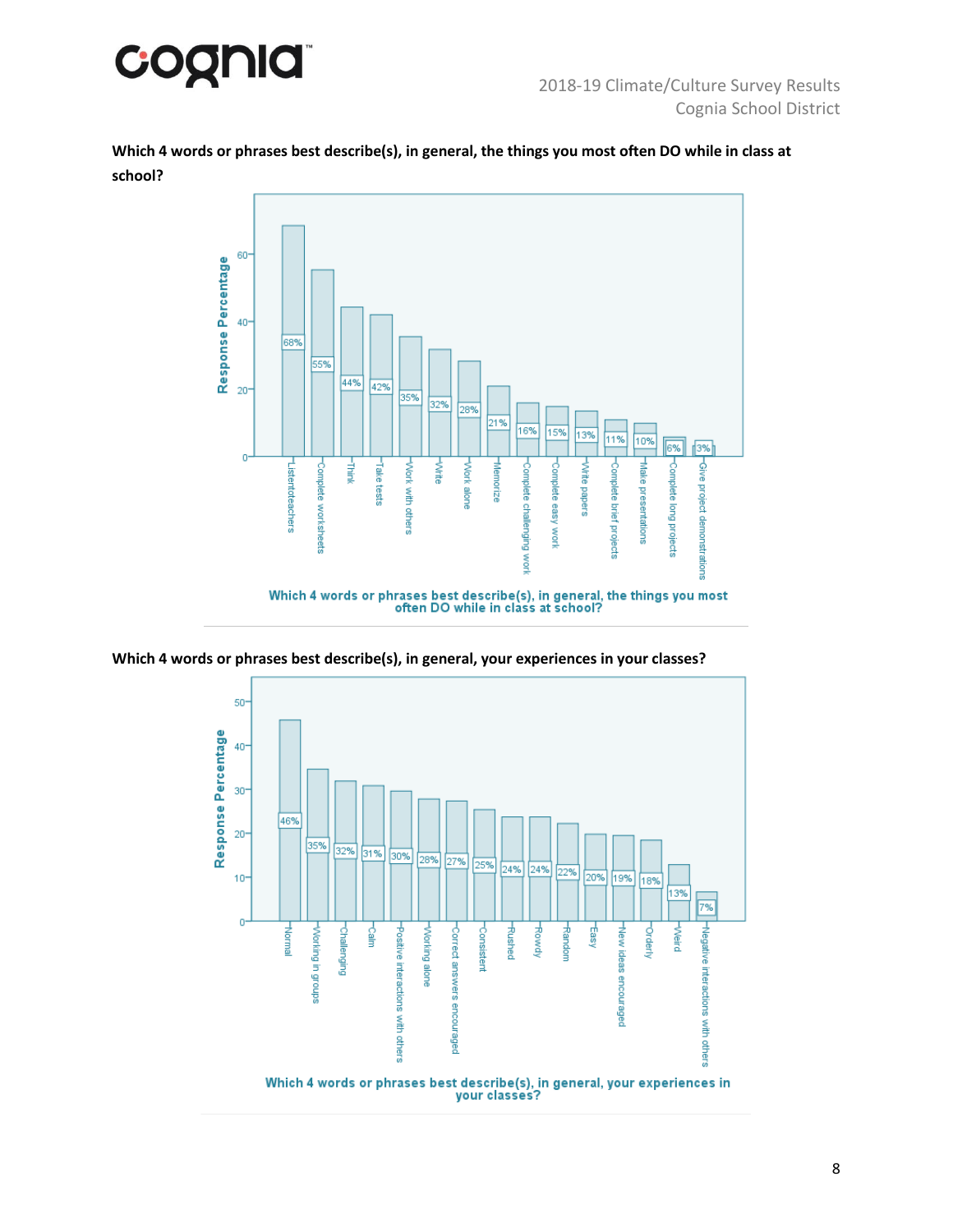**Which 4 words or phrases best describe(s), in general, the things you most often DO while in class at school?**

| Response | Response Percentage |
|---|---|
| Listentoteachers | 68% |
| Complete worksheets | 55% |
| Think | 44% |
| Take tests | 42% |
| Work with others | 35% |
| Write | 32% |
| Work alone | 28% |
| Memorize | 21% |
| Complete challenging work | 16% |
| Complete easy work | 15% |
| Write papers | 13% |
| Complete brief projects | 11% |
| Make presentations | 10% |
| Complete long projects | 6% |
| Give project demonstrations | 3% |

Which 4 words or phrases best describe(s), in general, the things you most often DO while in class at school?

**Which 4 words or phrases best describe(s), in general, your experiences in your classes?**

| Response | Response Percentage |
|---|---|
| Normal | 46% |
| Working in groups | 35% |
| Challenging | 32% |
| Calm | 31% |
| Positive interactions with others | 30% |
| Working alone | 28% |
| Correct answers encouraged | 27% |
| Consistent | 25% |
| Rushed | 24% |
| Rowdy | 24% |
| Random | 22% |
| Easy | 20% |
| New ideas encouraged | 19% |
| Orderly | 18% |
| Weird | 13% |
| Negative interactions with others | 7% |

Which 4 words or phrases best describe(s), in general, your experiences in your classes?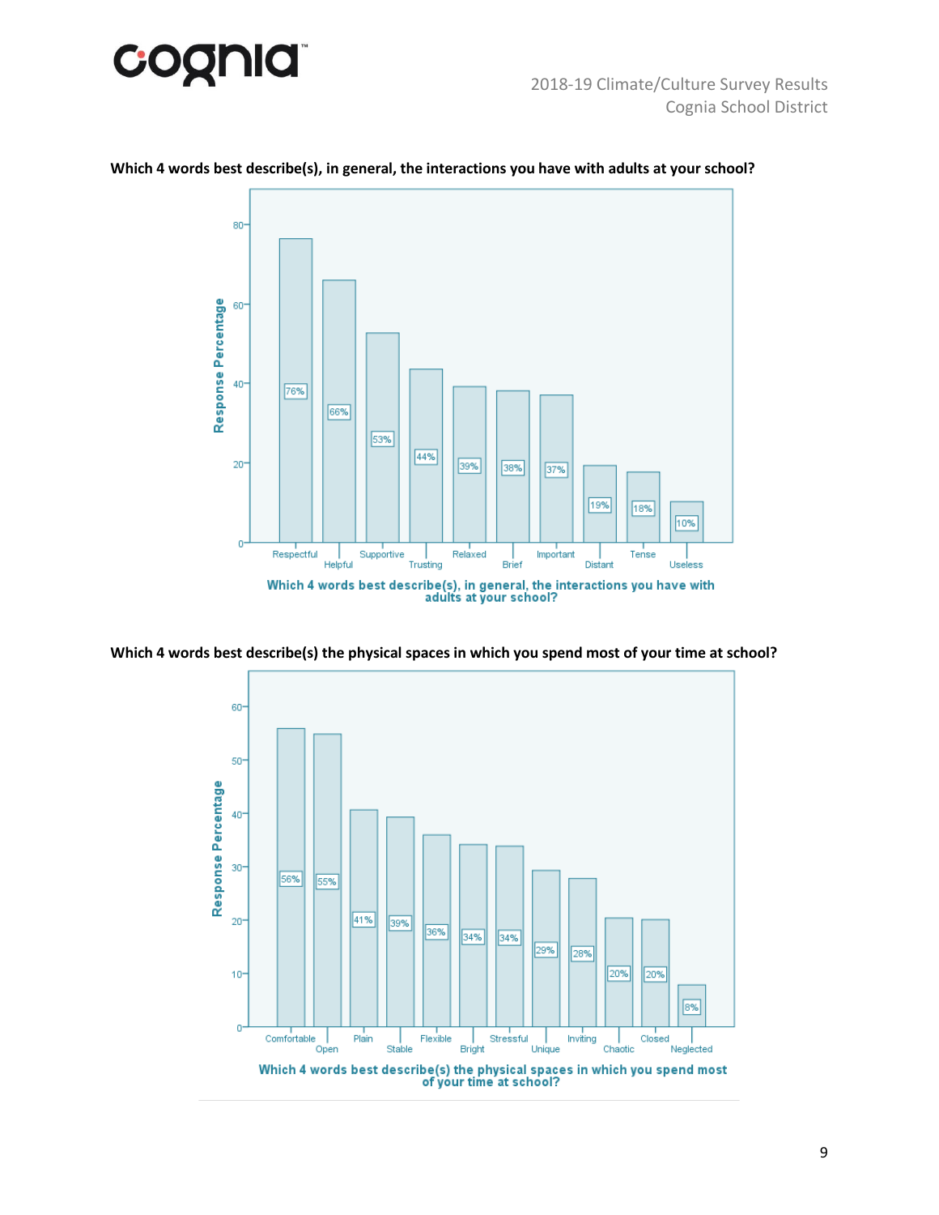**Which 4 words best describe(s), in general, the interactions you have with adults at your school?**

| Response | Response Percentage |
|---|---|
| Respectful | 76% |
| Helpful | 66% |
| Supportive | 53% |
| Trusting | 44% |
| Relaxed | 39% |
| Brief | 38% |
| Important | 37% |
| Distant | 19% |
| Tense | 18% |
| Useless | 10% |

Which 4 words best describe(s), in general, the interactions you have with adults at your school?

**Which 4 words best describe(s) the physical spaces in which you spend most of your time at school?**

| Response | Response Percentage |
|---|---|
| Comfortable | 56% |
| Open | 55% |
| Plain | 41% |
| Stable | 39% |
| Flexible | 36% |
| Bright | 34% |
| Stressful | 34% |
| Unique | 29% |
| Inviting | 28% |
| Chaotic | 20% |
| Closed | 20% |
| Neglected | 8% |

Which 4 words best describe(s) the physical spaces in which you spend most of your time at school?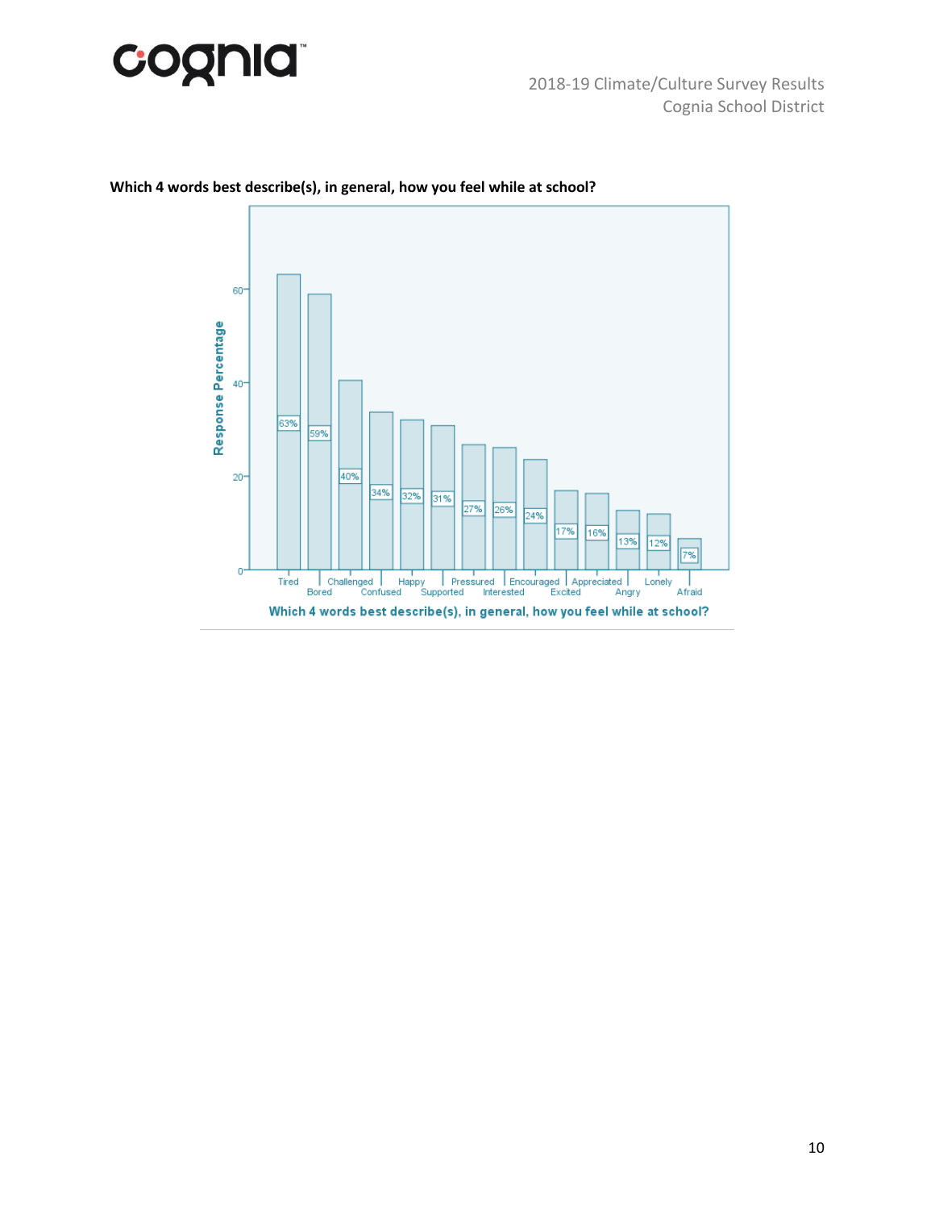**Which 4 words best describe(s), in general, how you feel while at school?**

| Word | Response Percentage |
|---|---|
| Tired | 63% |
| Bored | 59% |
| Challenged | 40% |
| Confused | 34% |
| Happy | 32% |
| Supported | 31% |
| Pressured | 27% |
| Interested | 26% |
| Encouraged | 24% |
| Excited | 17% |
| Appreciated | 16% |
| Angry | 13% |
| Lonely | 12% |
| Afraid | 7% |

Which 4 words best describe(s), in general, how you feel while at school?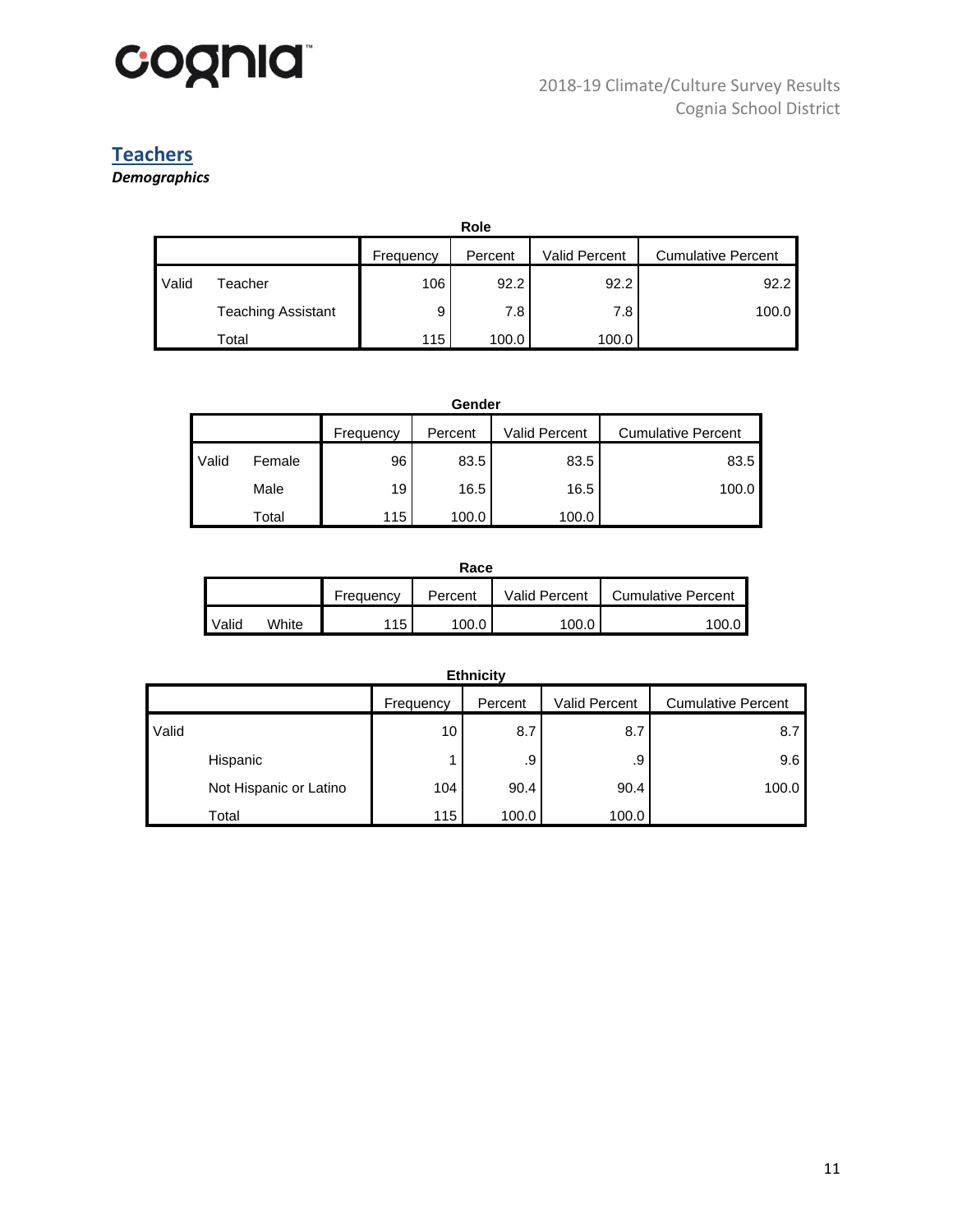## Teachers

***Demographics***

**Role**

| | | Frequency | Percent | Valid Percent | Cumulative Percent |
|---|---|---|---|---|---|
| Valid | Teacher | 106 | 92.2 | 92.2 | 92.2 |
| | Teaching Assistant | 9 | 7.8 | 7.8 | 100.0 |
| | Total | 115 | 100.0 | 100.0 | |

**Gender**

| | | Frequency | Percent | Valid Percent | Cumulative Percent |
|---|---|---|---|---|---|
| Valid | Female | 96 | 83.5 | 83.5 | 83.5 |
| | Male | 19 | 16.5 | 16.5 | 100.0 |
| | Total | 115 | 100.0 | 100.0 | |

**Race**

| | | Frequency | Percent | Valid Percent | Cumulative Percent |
|---|---|---|---|---|---|
| Valid | White | 115 | 100.0 | 100.0 | 100.0 |

**Ethnicity**

| | | Frequency | Percent | Valid Percent | Cumulative Percent |
|---|---|---|---|---|---|
| Valid | | 10 | 8.7 | 8.7 | 8.7 |
| | Hispanic | 1 | .9 | .9 | 9.6 |
| | Not Hispanic or Latino | 104 | 90.4 | 90.4 | 100.0 |
| | Total | 115 | 100.0 | 100.0 | |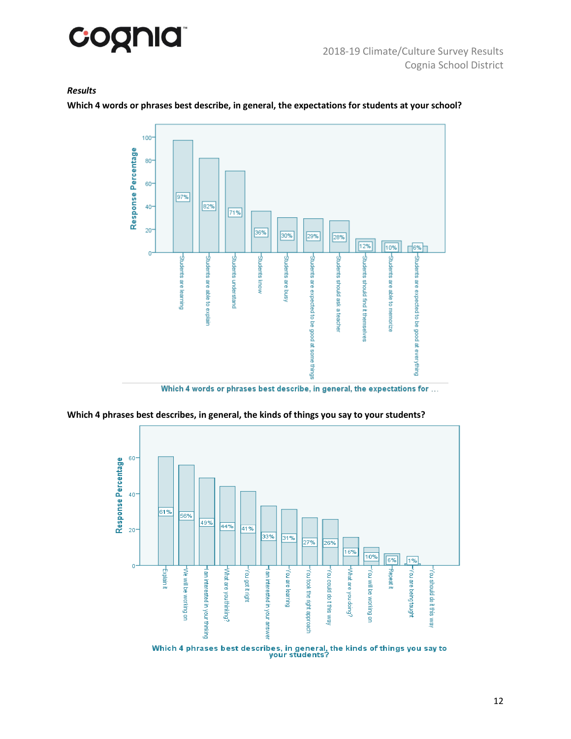***Results***

**Which 4 words or phrases best describe, in general, the expectations for students at your school?**

| Response | Response Percentage |
|---|---|
| Students are learning | 97% |
| Students are able to explain | 82% |
| Students understand | 71% |
| Students know | 36% |
| Students are busy | 30% |
| Students are expected to be good at some things | 29% |
| Students should ask a teacher | 28% |
| Students should find it themselves | 12% |
| Students are able to memorize | 10% |
| Students are expected to be good at everything | 6% |

Which 4 words or phrases best describe, in general, the expectations for ...

**Which 4 phrases best describes, in general, the kinds of things you say to your students?**

| Response | Response Percentage |
|---|---|
| Explain it | 61% |
| We will be working on | 56% |
| I am interested in your thinking | 49% |
| What are you thinking? | 44% |
| You got it right | 41% |
| I am interested in your answer | 33% |
| You are learning | 31% |
| You took the right approach | 27% |
| You could do it this way | 26% |
| What are you doing? | 16% |
| You will be working on | 10% |
| Repeat it | 6% |
| You are being taught | 1% |
| You should do it this way | |

Which 4 phrases best describes, in general, the kinds of things you say to your students?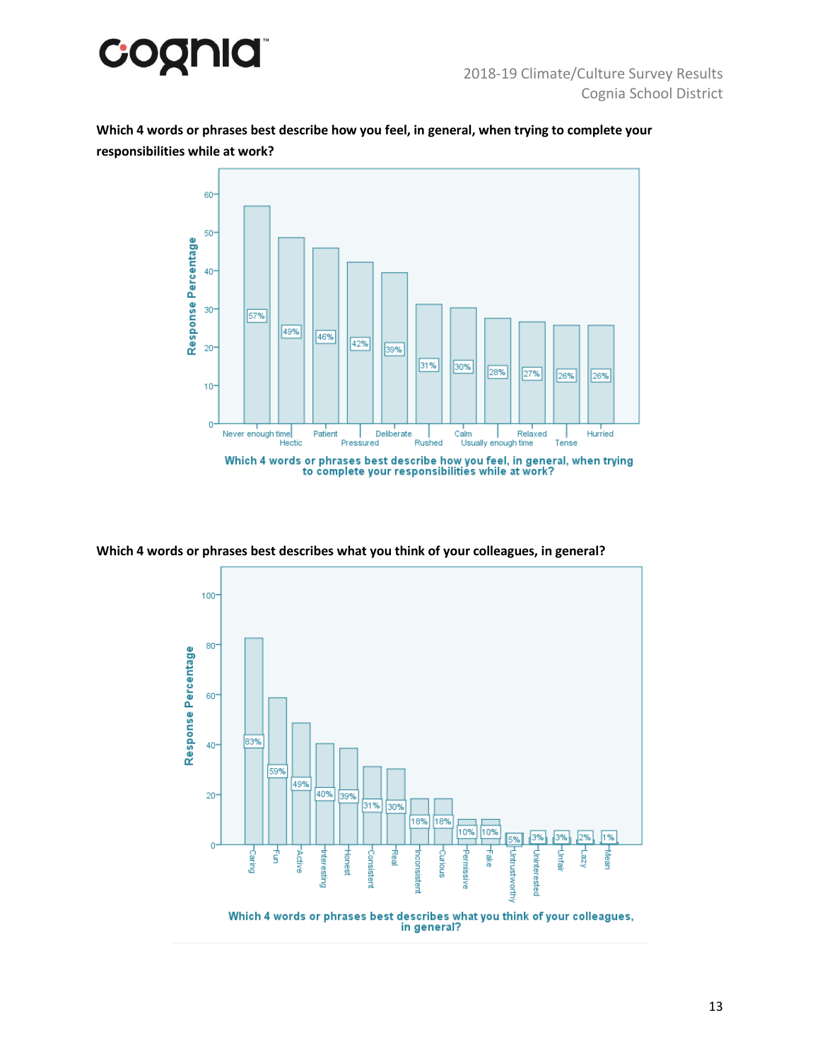**Which 4 words or phrases best describe how you feel, in general, when trying to complete your responsibilities while at work?**

| Response | Response Percentage |
|---|---|
| Never enough time | 57% |
| Hectic | 49% |
| Patient | 46% |
| Pressured | 42% |
| Deliberate | 39% |
| Rushed | 31% |
| Calm | 30% |
| Usually enough time | 28% |
| Relaxed | 27% |
| Tense | 26% |
| Hurried | 26% |

Which 4 words or phrases best describe how you feel, in general, when trying to complete your responsibilities while at work?

**Which 4 words or phrases best describes what you think of your colleagues, in general?**

| Response | Response Percentage |
|---|---|
| Caring | 83% |
| Fun | 59% |
| Active | 49% |
| Interesting | 40% |
| Honest | 39% |
| Consistent | 31% |
| Real | 30% |
| Inconsistent | 18% |
| Curious | 18% |
| Permissive | 10% |
| Fake | 10% |
| Untrustworthy | 5% |
| Uninterested | 3% |
| Unfair | 3% |
| Lazy | 2% |
| Mean | 1% |

Which 4 words or phrases best describes what you think of your colleagues, in general?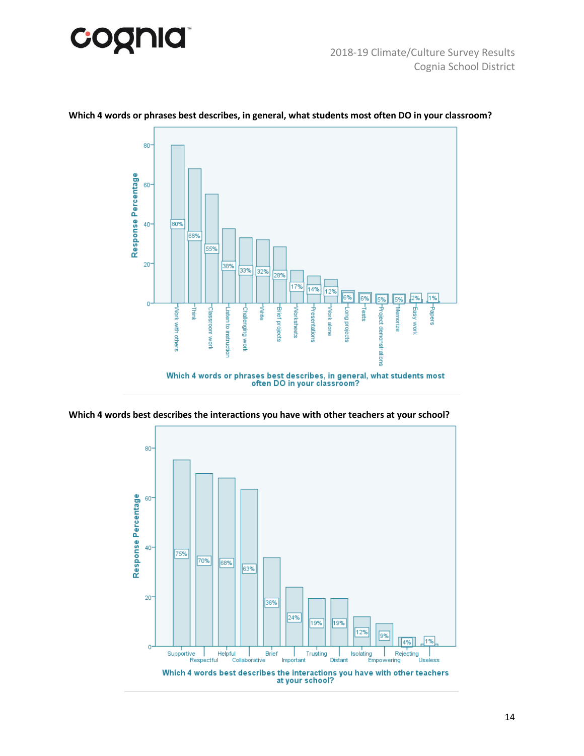**Which 4 words or phrases best describes, in general, what students most often DO in your classroom?**

| Response | Response Percentage |
|---|---|
| Work with others | 80% |
| Think | 68% |
| Classroom work | 55% |
| Listen to instruction | 38% |
| Challenging work | 33% |
| Write | 32% |
| Brief projects | 28% |
| Worksheets | 17% |
| Presentations | 14% |
| Work alone | 12% |
| Long projects | 6% |
| Tests | 6% |
| Project demonstrations | 5% |
| Memorize | 5% |
| Easy work | 2% |
| Papers | 1% |

Which 4 words or phrases best describes, in general, what students most often DO in your classroom?

**Which 4 words best describes the interactions you have with other teachers at your school?**

| Response | Response Percentage |
|---|---|
| Supportive | 75% |
| Respectful | 70% |
| Helpful | 68% |
| Collaborative | 63% |
| Brief | 36% |
| Important | 24% |
| Trusting | 19% |
| Distant | 19% |
| Isolating | 12% |
| Empowering | 9% |
| Rejecting | 4% |
| Useless | 1% |

Which 4 words best describes the interactions you have with other teachers at your school?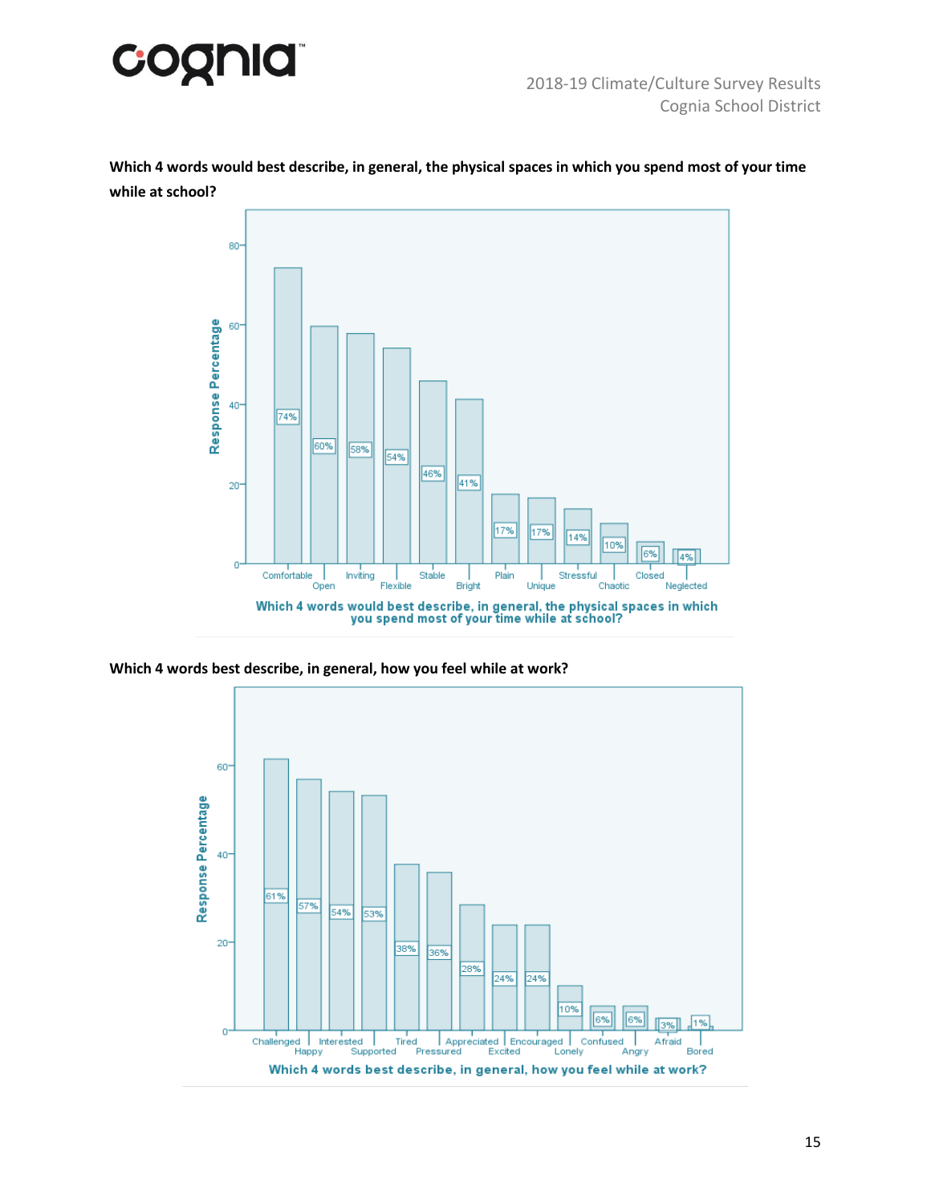**Which 4 words would best describe, in general, the physical spaces in which you spend most of your time while at school?**

| Word | Response Percentage |
|---|---|
| Comfortable | 74% |
| Open | 60% |
| Inviting | 58% |
| Flexible | 54% |
| Stable | 46% |
| Bright | 41% |
| Plain | 17% |
| Unique | 17% |
| Stressful | 14% |
| Chaotic | 10% |
| Closed | 6% |
| Neglected | 4% |

Which 4 words would best describe, in general, the physical spaces in which you spend most of your time while at school?

**Which 4 words best describe, in general, how you feel while at work?**

| Word | Response Percentage |
|---|---|
| Challenged | 61% |
| Happy | 57% |
| Interested | 54% |
| Supported | 53% |
| Tired | 38% |
| Pressured | 36% |
| Appreciated | 28% |
| Excited | 24% |
| Encouraged | 24% |
| Lonely | 10% |
| Confused | 6% |
| Angry | 6% |
| Afraid | 3% |
| Bored | 1% |

Which 4 words best describe, in general, how you feel while at work?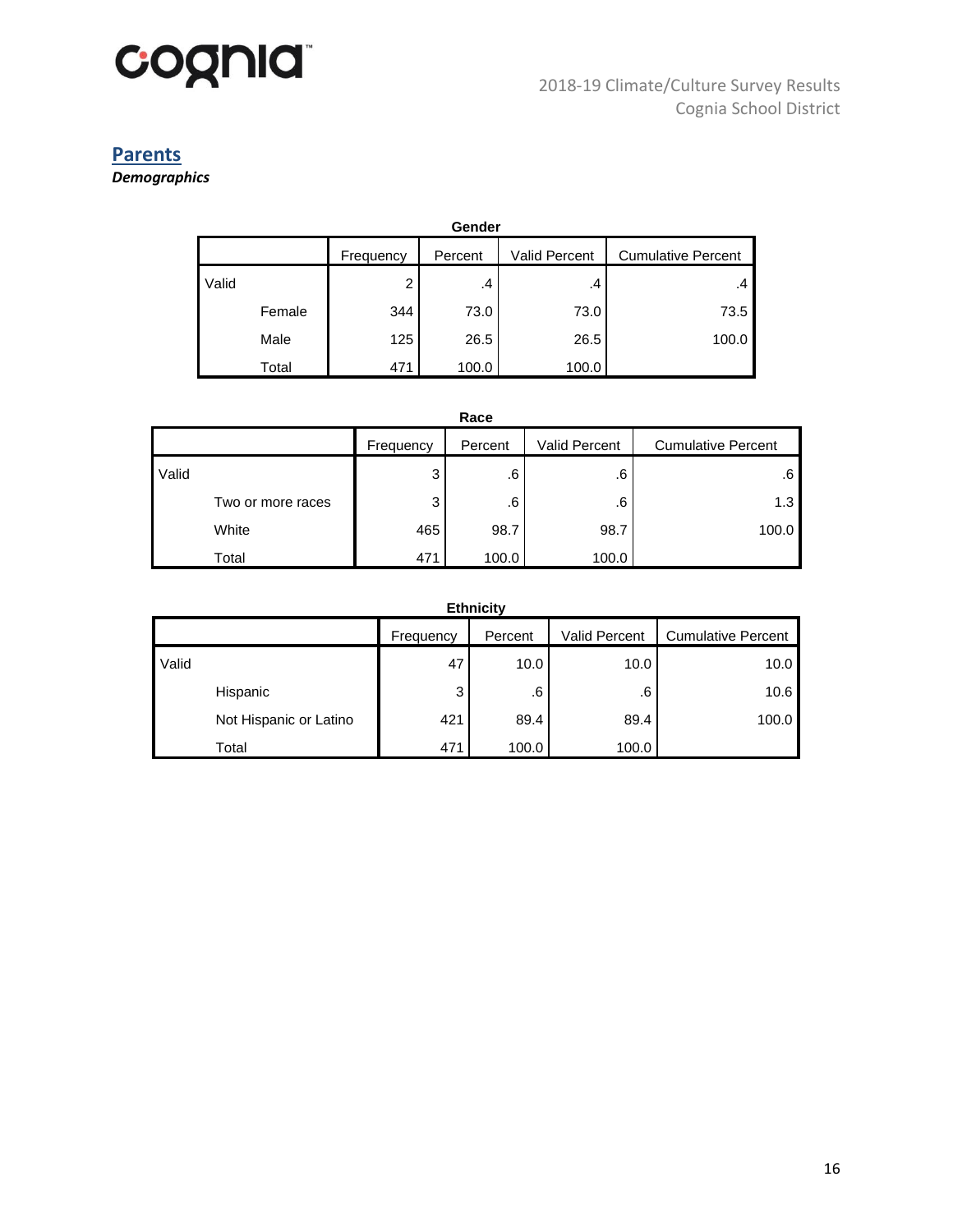## Parents

***Demographics***

**Gender**

| | | Frequency | Percent | Valid Percent | Cumulative Percent |
|---|---|---|---|---|---|
| Valid | | 2 | .4 | .4 | .4 |
| | Female | 344 | 73.0 | 73.0 | 73.5 |
| | Male | 125 | 26.5 | 26.5 | 100.0 |
| | Total | 471 | 100.0 | 100.0 | |

**Race**

| | | Frequency | Percent | Valid Percent | Cumulative Percent |
|---|---|---|---|---|---|
| Valid | | 3 | .6 | .6 | .6 |
| | Two or more races | 3 | .6 | .6 | 1.3 |
| | White | 465 | 98.7 | 98.7 | 100.0 |
| | Total | 471 | 100.0 | 100.0 | |

**Ethnicity**

| | | Frequency | Percent | Valid Percent | Cumulative Percent |
|---|---|---|---|---|---|
| Valid | | 47 | 10.0 | 10.0 | 10.0 |
| | Hispanic | 3 | .6 | .6 | 10.6 |
| | Not Hispanic or Latino | 421 | 89.4 | 89.4 | 100.0 |
| | Total | 471 | 100.0 | 100.0 | |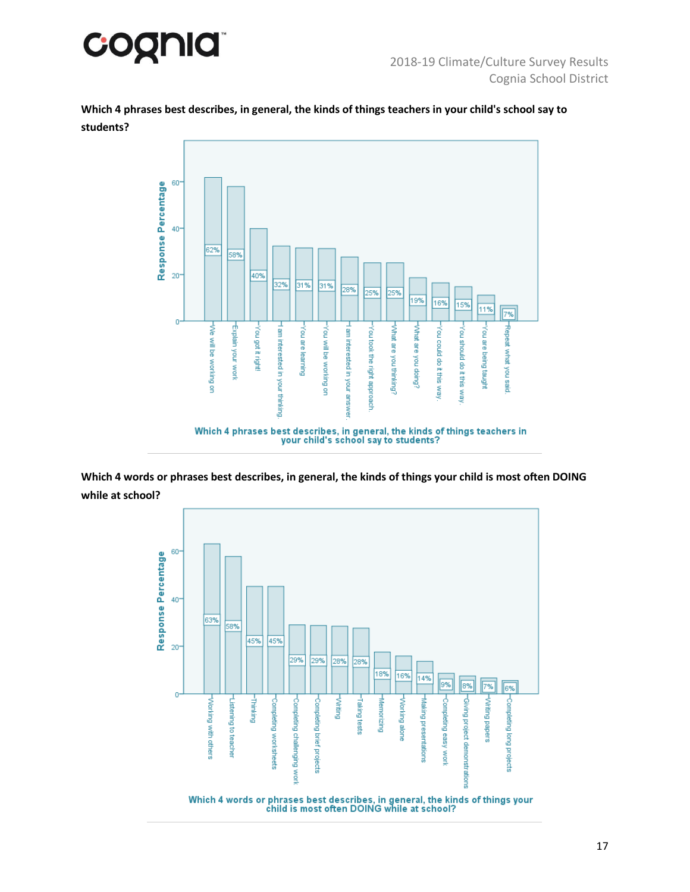**Which 4 phrases best describes, in general, the kinds of things teachers in your child's school say to students?**

| Response | Response Percentage |
|---|---|
| We will be working on | 62% |
| Explain your work | 58% |
| You got it right! | 40% |
| I am interested in your thinking. | 32% |
| You are learning | 31% |
| You will be working on | 31% |
| I am interested in your answer. | 28% |
| You took the right approach. | 25% |
| What are you thinking? | 25% |
| What are you doing? | 19% |
| You could do it this way. | 16% |
| You should do it this way. | 15% |
| You are being taught | 11% |
| Repeat what you said. | 7% |

Which 4 phrases best describes, in general, the kinds of things teachers in your child's school say to students?

**Which 4 words or phrases best describes, in general, the kinds of things your child is most often DOING while at school?**

| Response | Response Percentage |
|---|---|
| Working with others | 63% |
| Listening to teacher | 58% |
| Thinking | 45% |
| Completing worksheets | 45% |
| Completing challenging work | 29% |
| Completing brief projects | 29% |
| Writing | 28% |
| Taking tests | 28% |
| Memorizing | 18% |
| Working alone | 16% |
| Making presentations | 14% |
| Completing easy work | 9% |
| Giving project demonstrations | 8% |
| Writing papers | 7% |
| Completing long projects | 6% |

Which 4 words or phrases best describes, in general, the kinds of things your child is most often DOING while at school?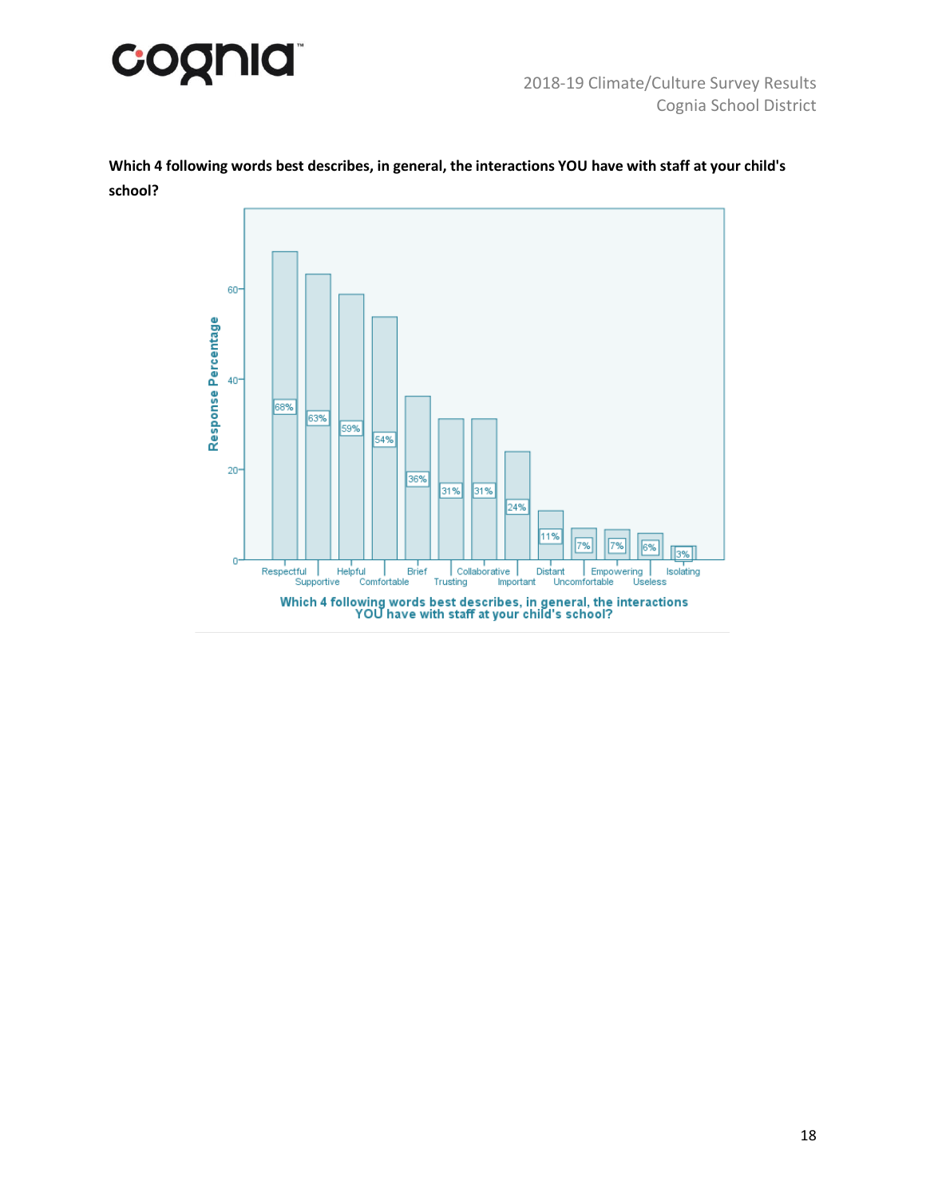**Which 4 following words best describes, in general, the interactions YOU have with staff at your child's school?**

Response Percentage

60
40
20
0

68%
63%
59%
54%
36%
31%
31%
24%
11%
7%
7%
6%
3%

Respectful
Supportive
Helpful
Comfortable
Brief
Trusting
Collaborative
Important
Distant
Uncomfortable
Empowering
Useless
Isolating

Which 4 following words best describes, in general, the interactions YOU have with staff at your child's school?